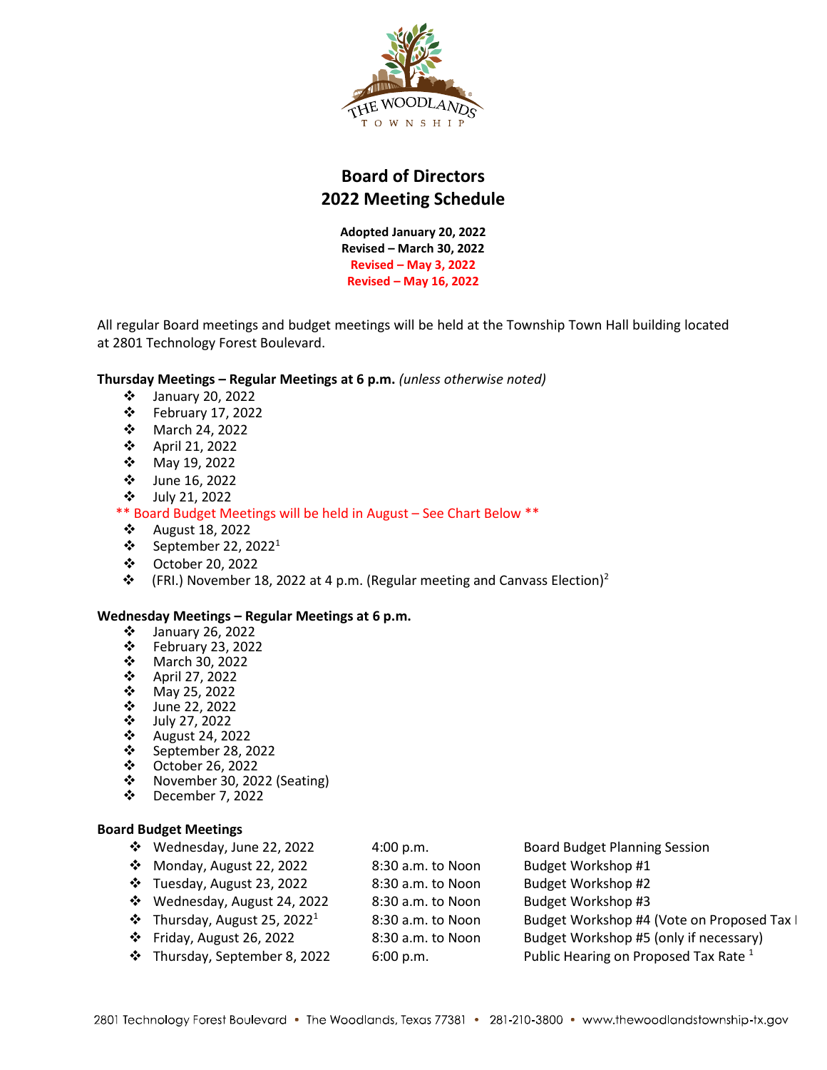# Board of Directors
# 2022 Meeting Schedule

**Adopted January 20, 2022**
**Revised – March 30, 2022**
**Revised – May 3, 2022**
**Revised – May 16, 2022**

All regular Board meetings and budget meetings will be held at the Township Town Hall building located at 2801 Technology Forest Boulevard.

**Thursday Meetings – Regular Meetings at 6 p.m.** *(unless otherwise noted)*

- January 20, 2022
- February 17, 2022
- March 24, 2022
- April 21, 2022
- May 19, 2022
- June 16, 2022
- July 21, 2022

\*\* Board Budget Meetings will be held in August – See Chart Below \*\*

- August 18, 2022
- September 22, 2022[1]
- October 20, 2022
- (FRI.) November 18, 2022 at 4 p.m. (Regular meeting and Canvass Election)[2]

**Wednesday Meetings – Regular Meetings at 6 p.m.**

- January 26, 2022
- February 23, 2022
- March 30, 2022
- April 27, 2022
- May 25, 2022
- June 22, 2022
- July 27, 2022
- August 24, 2022
- September 28, 2022
- October 26, 2022
- November 30, 2022 (Seating)
- December 7, 2022

**Board Budget Meetings**

| Date | Time | Meeting |
|---|---|---|
| Wednesday, June 22, 2022 | 4:00 p.m. | Board Budget Planning Session |
| Monday, August 22, 2022 | 8:30 a.m. to Noon | Budget Workshop #1 |
| Tuesday, August 23, 2022 | 8:30 a.m. to Noon | Budget Workshop #2 |
| Wednesday, August 24, 2022 | 8:30 a.m. to Noon | Budget Workshop #3 |
| Thursday, August 25, 2022[1] | 8:30 a.m. to Noon | Budget Workshop #4 (Vote on Proposed Tax R |
| Friday, August 26, 2022 | 8:30 a.m. to Noon | Budget Workshop #5 (only if necessary) |
| Thursday, September 8, 2022 | 6:00 p.m. | Public Hearing on Proposed Tax Rate [1] |

2801 Technology Forest Boulevard • The Woodlands, Texas 77381 • 281-210-3800 • www.thewoodlandstownship-tx.gov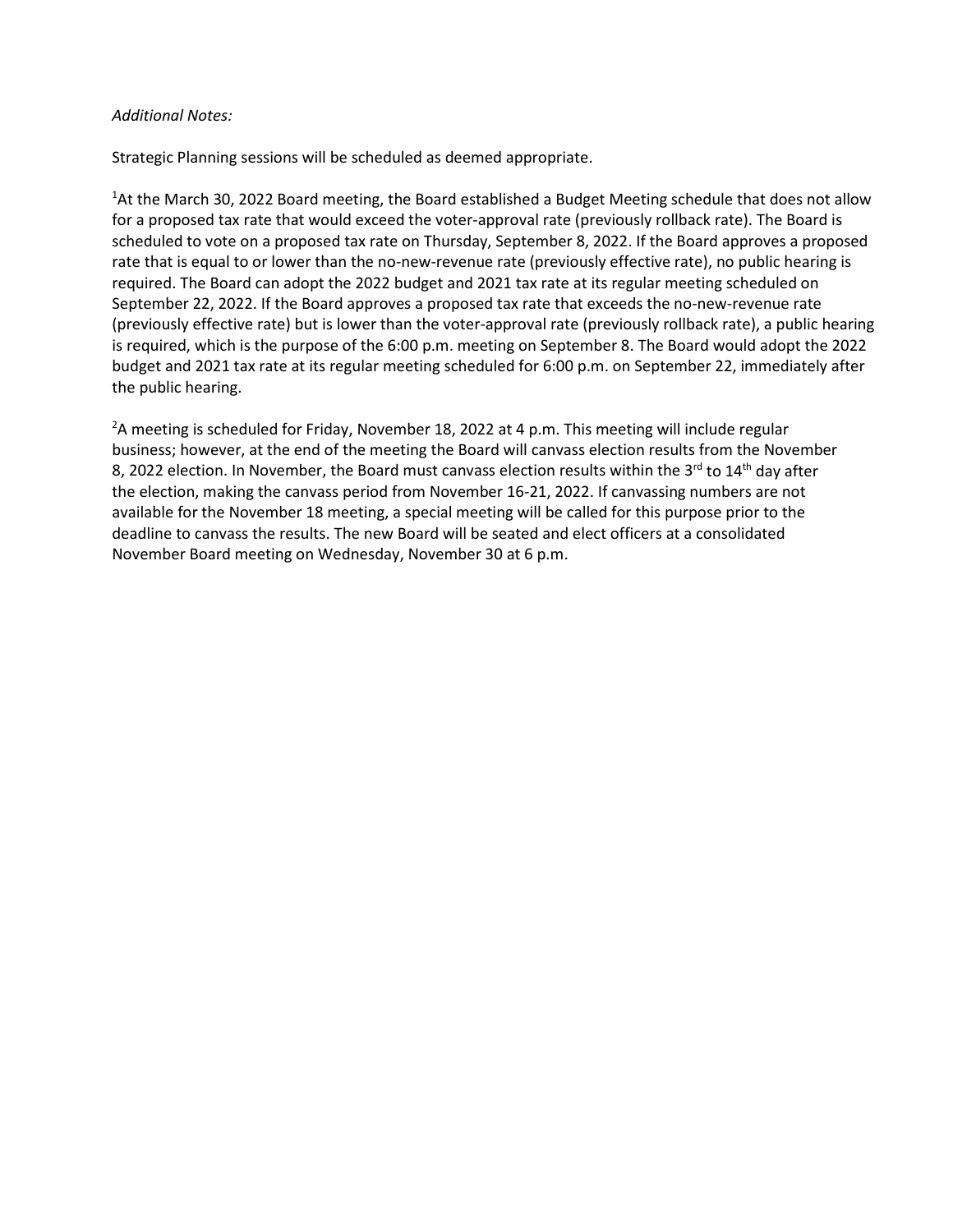*Additional Notes:*

Strategic Planning sessions will be scheduled as deemed appropriate.

[1]At the March 30, 2022 Board meeting, the Board established a Budget Meeting schedule that does not allow for a proposed tax rate that would exceed the voter-approval rate (previously rollback rate). The Board is scheduled to vote on a proposed tax rate on Thursday, September 8, 2022. If the Board approves a proposed rate that is equal to or lower than the no-new-revenue rate (previously effective rate), no public hearing is required. The Board can adopt the 2022 budget and 2021 tax rate at its regular meeting scheduled on September 22, 2022. If the Board approves a proposed tax rate that exceeds the no-new-revenue rate (previously effective rate) but is lower than the voter-approval rate (previously rollback rate), a public hearing is required, which is the purpose of the 6:00 p.m. meeting on September 8. The Board would adopt the 2022 budget and 2021 tax rate at its regular meeting scheduled for 6:00 p.m. on September 22, immediately after the public hearing.

[2]A meeting is scheduled for Friday, November 18, 2022 at 4 p.m. This meeting will include regular business; however, at the end of the meeting the Board will canvass election results from the November 8, 2022 election. In November, the Board must canvass election results within the 3rd to 14th day after the election, making the canvass period from November 16-21, 2022. If canvassing numbers are not available for the November 18 meeting, a special meeting will be called for this purpose prior to the deadline to canvass the results. The new Board will be seated and elect officers at a consolidated November Board meeting on Wednesday, November 30 at 6 p.m.